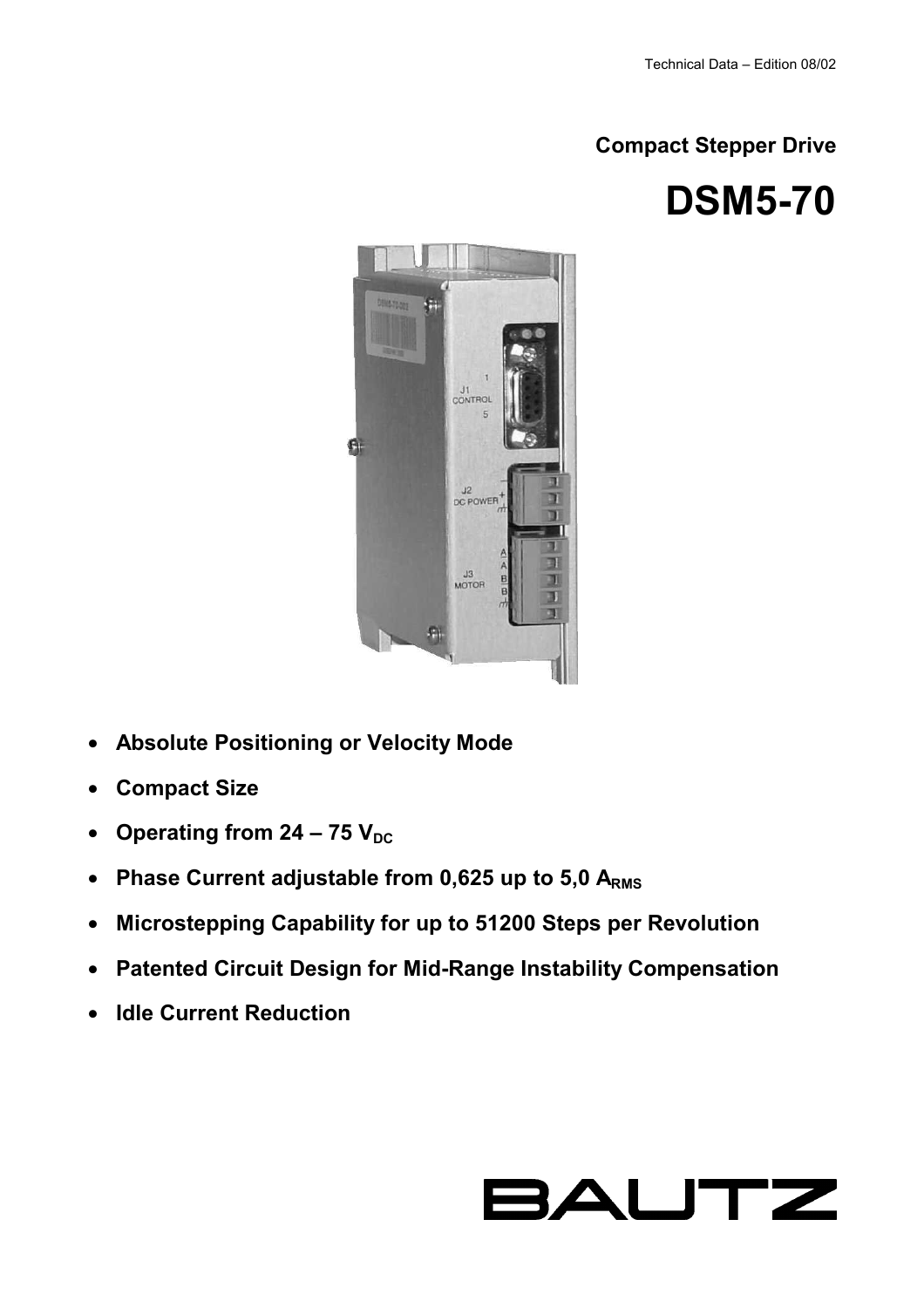Technical Data – Edition 08/02

## Compact Stepper Drive

# DSM5-70

- **Absolute Positioning or Velocity Mode**
- **Compact Size**
- **Operating from 24 – 75 $V_{DC}$**
- **Phase Current adjustable from 0,625 up to 5,0 $A_{RMS}$**
- **Microstepping Capability for up to 51200 Steps per Revolution**
- **Patented Circuit Design for Mid-Range Instability Compensation**
- **Idle Current Reduction**

BAUTZ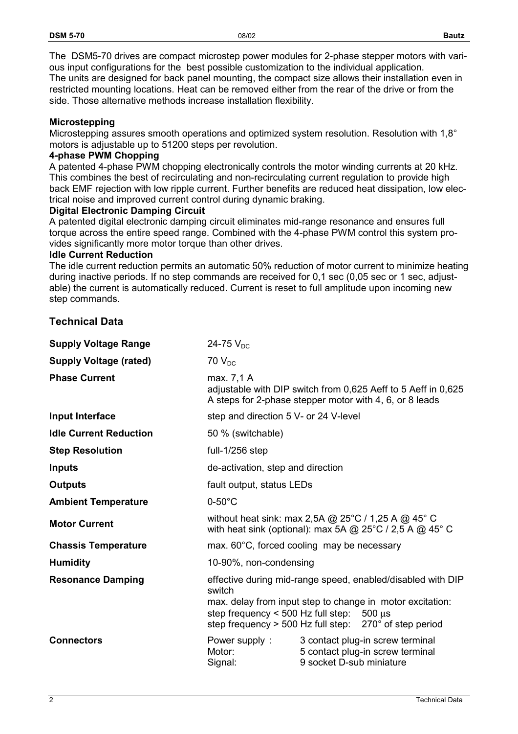The DSM5-70 drives are compact microstep power modules for 2-phase stepper motors with various input configurations for the best possible customization to the individual application.
The units are designed for back panel mounting, the compact size allows their installation even in restricted mounting locations. Heat can be removed either from the rear of the drive or from the side. Those alternative methods increase installation flexibility.

**Microstepping**
Microstepping assures smooth operations and optimized system resolution. Resolution with 1,8° motors is adjustable up to 51200 steps per revolution.

**4-phase PWM Chopping**
A patented 4-phase PWM chopping electronically controls the motor winding currents at 20 kHz. This combines the best of recirculating and non-recirculating current regulation to provide high back EMF rejection with low ripple current. Further benefits are reduced heat dissipation, low electrical noise and improved current control during dynamic braking.

**Digital Electronic Damping Circuit**
A patented digital electronic damping circuit eliminates mid-range resonance and ensures full torque across the entire speed range. Combined with the 4-phase PWM control this system provides significantly more motor torque than other drives.

**Idle Current Reduction**
The idle current reduction permits an automatic 50% reduction of motor current to minimize heating during inactive periods. If no step commands are received for 0,1 sec (0,05 sec or 1 sec, adjustable) the current is automatically reduced. Current is reset to full amplitude upon incoming new step commands.

## Technical Data

| | |
|---|---|
| **Supply Voltage Range** | 24-75 $V_{DC}$ |
| **Supply Voltage (rated)** | 70 $V_{DC}$ |
| **Phase Current** | max. 7,1 A<br>adjustable with DIP switch from 0,625 Aeff to 5 Aeff in 0,625 A steps for 2-phase stepper motor with 4, 6, or 8 leads |
| **Input Interface** | step and direction 5 V- or 24 V-level |
| **Idle Current Reduction** | 50 % (switchable) |
| **Step Resolution** | full-1/256 step |
| **Inputs** | de-activation, step and direction |
| **Outputs** | fault output, status LEDs |
| **Ambient Temperature** | 0-50°C |
| **Motor Current** | without heat sink: max 2,5A @ 25°C / 1,25 A @ 45° C<br>with heat sink (optional): max 5A @ 25°C / 2,5 A @ 45° C |
| **Chassis Temperature** | max. 60°C, forced cooling may be necessary |
| **Humidity** | 10-90%, non-condensing |
| **Resonance Damping** | effective during mid-range speed, enabled/disabled with DIP switch<br>max. delay from input step to change in motor excitation:<br>step frequency < 500 Hz full step: 500 µs<br>step frequency > 500 Hz full step: 270° of step period |
| **Connectors** | Power supply : 3 contact plug-in screw terminal<br>Motor: 5 contact plug-in screw terminal<br>Signal: 9 socket D-sub miniature |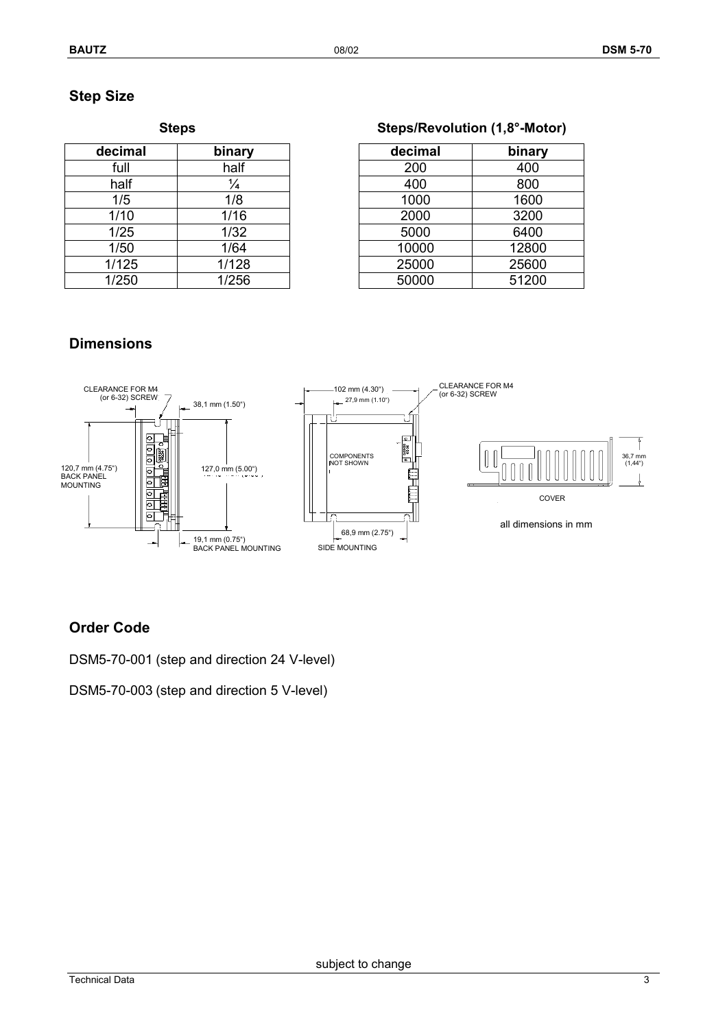## Step Size

**Steps**

| decimal | binary |
|---|---|
| full | half |
| half | ¼ |
| 1/5 | 1/8 |
| 1/10 | 1/16 |
| 1/25 | 1/32 |
| 1/50 | 1/64 |
| 1/125 | 1/128 |
| 1/250 | 1/256 |

**Steps/Revolution (1,8°-Motor)**

| decimal | binary |
|---|---|
| 200 | 400 |
| 400 | 800 |
| 1000 | 1600 |
| 2000 | 3200 |
| 5000 | 6400 |
| 10000 | 12800 |
| 25000 | 25600 |
| 50000 | 51200 |

## Dimensions

CLEARANCE FOR M4 (or 6-32) SCREW

38,1 mm (1.50")

120,7 mm (4.75") BACK PANEL MOUNTING

127,0 mm (5.00")

19,1 mm (0.75") BACK PANEL MOUNTING

102 mm (4.30")

27,9 mm (1.10")

CLEARANCE FOR M4 (or 6-32) SCREW

COMPONENTS NOT SHOWN

68,9 mm (2.75")

SIDE MOUNTING

36,7 mm (1,44")

COVER

all dimensions in mm

## Order Code

DSM5-70-001 (step and direction 24 V-level)

DSM5-70-003 (step and direction 5 V-level)

subject to change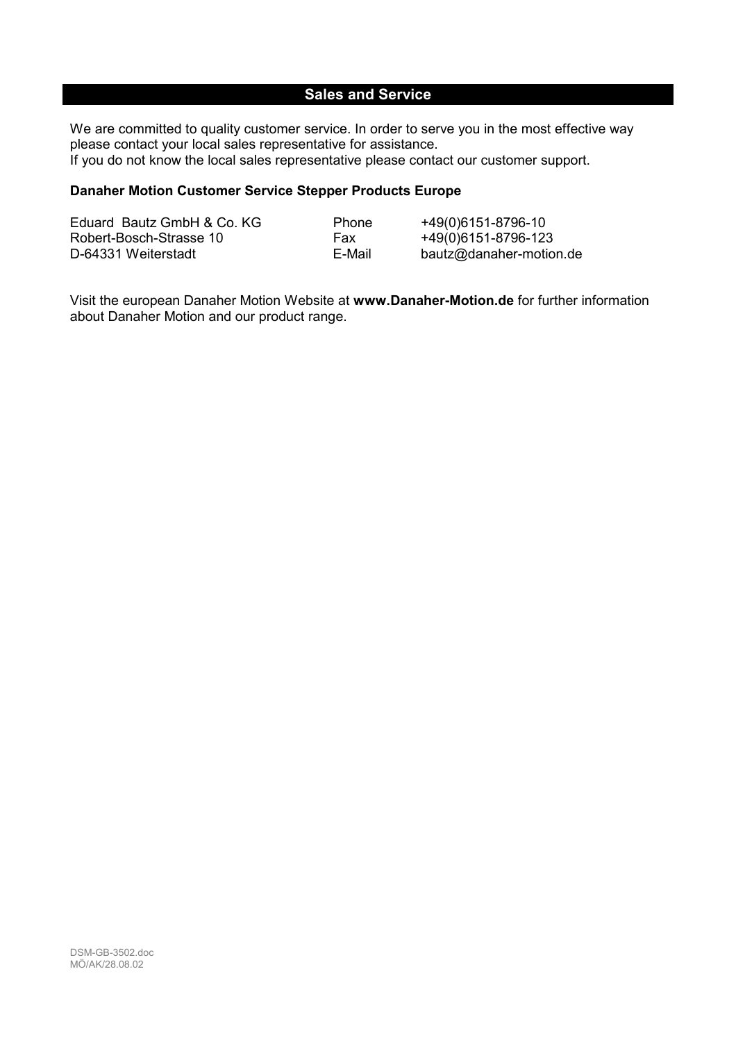## Sales and Service

We are committed to quality customer service. In order to serve you in the most effective way please contact your local sales representative for assistance.
If you do not know the local sales representative please contact our customer support.

**Danaher Motion Customer Service Stepper Products Europe**

| | | |
|---|---|---|
| Eduard Bautz GmbH & Co. KG | Phone | +49(0)6151-8796-10 |
| Robert-Bosch-Strasse 10 | Fax | +49(0)6151-8796-123 |
| D-64331 Weiterstadt | E-Mail | bautz@danaher-motion.de |

Visit the european Danaher Motion Website at **www.Danaher-Motion.de** for further information about Danaher Motion and our product range.

DSM-GB-3502.doc
MÖ/AK/28.08.02